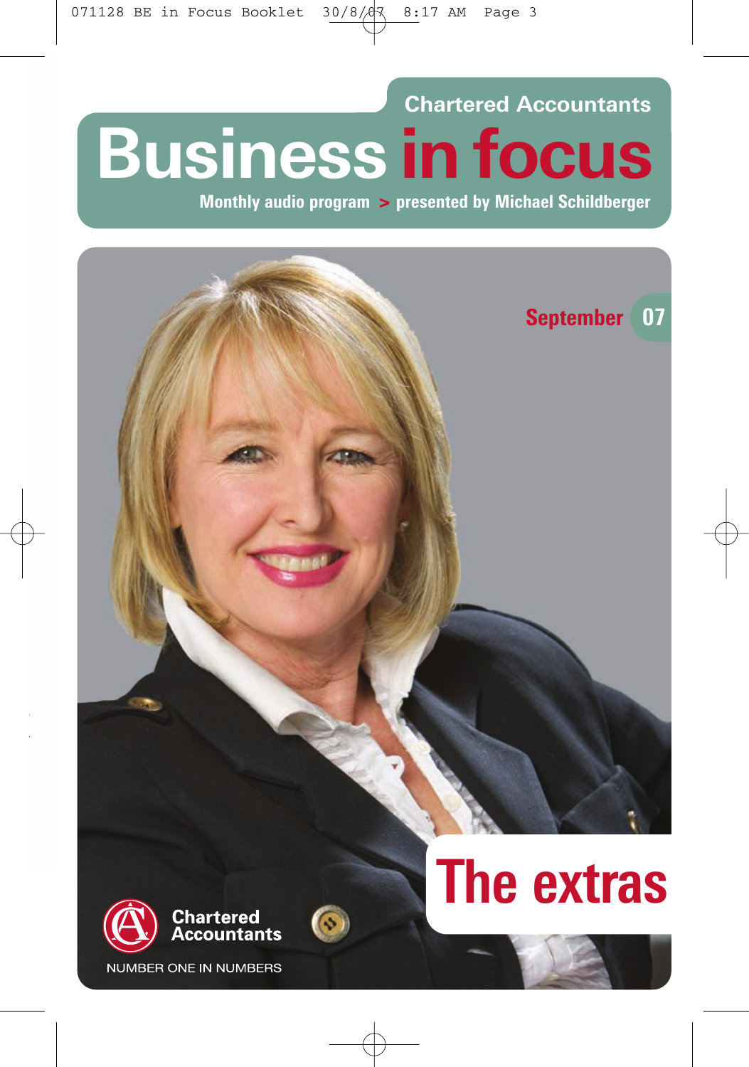Chartered Accountants

# Business in focus

**Monthly audio program > presented by Michael Schildberger**

September 07

# The extras

Chartered Accountants

NUMBER ONE IN NUMBERS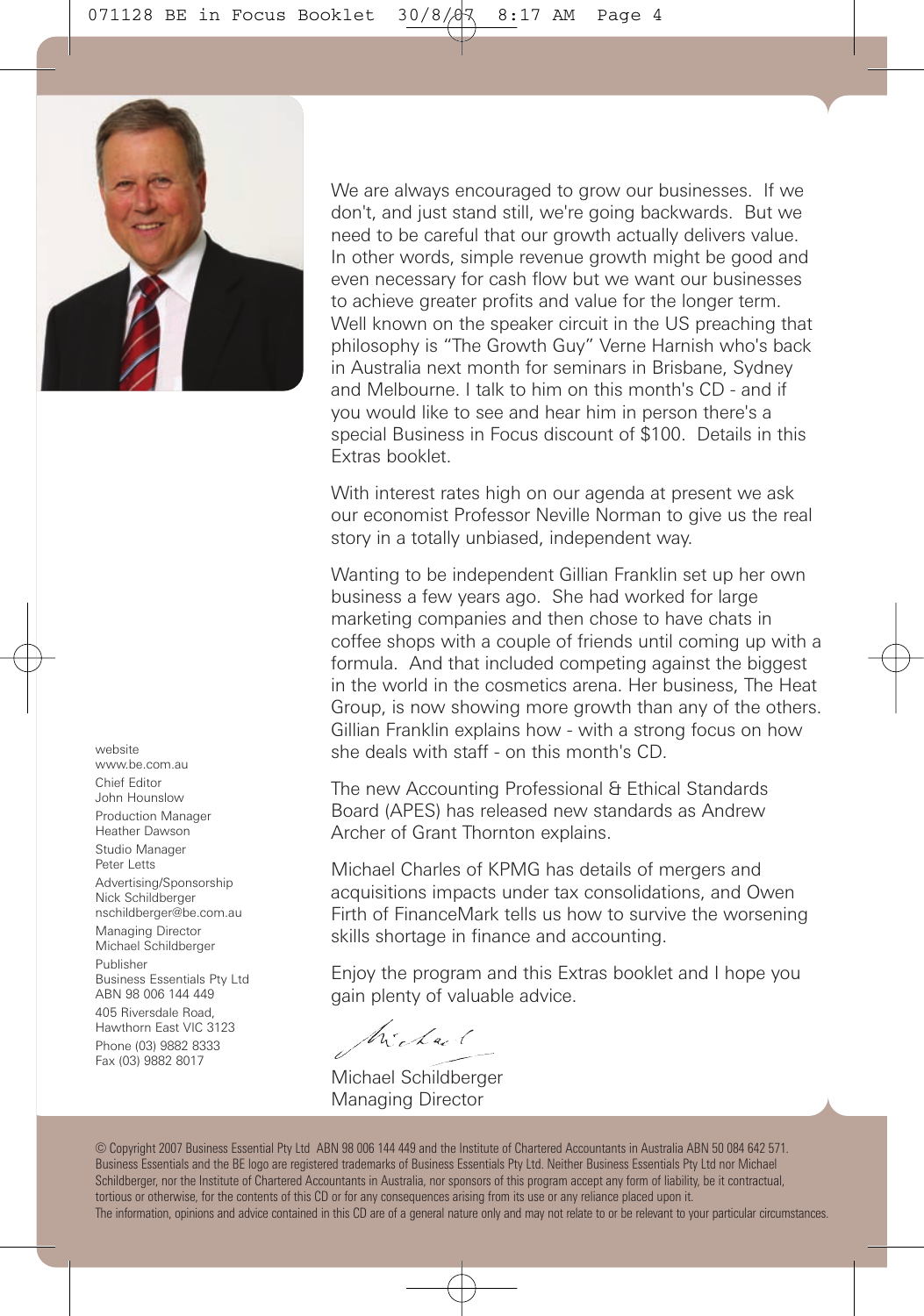We are always encouraged to grow our businesses. If we don't, and just stand still, we're going backwards. But we need to be careful that our growth actually delivers value. In other words, simple revenue growth might be good and even necessary for cash flow but we want our businesses to achieve greater profits and value for the longer term. Well known on the speaker circuit in the US preaching that philosophy is "The Growth Guy" Verne Harnish who's back in Australia next month for seminars in Brisbane, Sydney and Melbourne. I talk to him on this month's CD - and if you would like to see and hear him in person there's a special Business in Focus discount of $100. Details in this Extras booklet.

With interest rates high on our agenda at present we ask our economist Professor Neville Norman to give us the real story in a totally unbiased, independent way.

Wanting to be independent Gillian Franklin set up her own business a few years ago. She had worked for large marketing companies and then chose to have chats in coffee shops with a couple of friends until coming up with a formula. And that included competing against the biggest in the world in the cosmetics arena. Her business, The Heat Group, is now showing more growth than any of the others. Gillian Franklin explains how - with a strong focus on how she deals with staff - on this month's CD.

The new Accounting Professional & Ethical Standards Board (APES) has released new standards as Andrew Archer of Grant Thornton explains.

Michael Charles of KPMG has details of mergers and acquisitions impacts under tax consolidations, and Owen Firth of FinanceMark tells us how to survive the worsening skills shortage in finance and accounting.

Enjoy the program and this Extras booklet and I hope you gain plenty of valuable advice.

Michael Schildberger
Managing Director

website
www.be.com.au

Chief Editor
John Hounslow

Production Manager
Heather Dawson

Studio Manager
Peter Letts

Advertising/Sponsorship
Nick Schildberger
nschildberger@be.com.au

Managing Director
Michael Schildberger

Publisher
Business Essentials Pty Ltd
ABN 98 006 144 449

405 Riversdale Road,
Hawthorn East VIC 3123

Phone (03) 9882 8333
Fax (03) 9882 8017

© Copyright 2007 Business Essential Pty Ltd ABN 98 006 144 449 and the Institute of Chartered Accountants in Australia ABN 50 084 642 571. Business Essentials and the BE logo are registered trademarks of Business Essentials Pty Ltd. Neither Business Essentials Pty Ltd nor Michael Schildberger, nor the Institute of Chartered Accountants in Australia, nor sponsors of this program accept any form of liability, be it contractual, tortious or otherwise, for the contents of this CD or for any consequences arising from its use or any reliance placed upon it. The information, opinions and advice contained in this CD are of a general nature only and may not relate to or be relevant to your particular circumstances.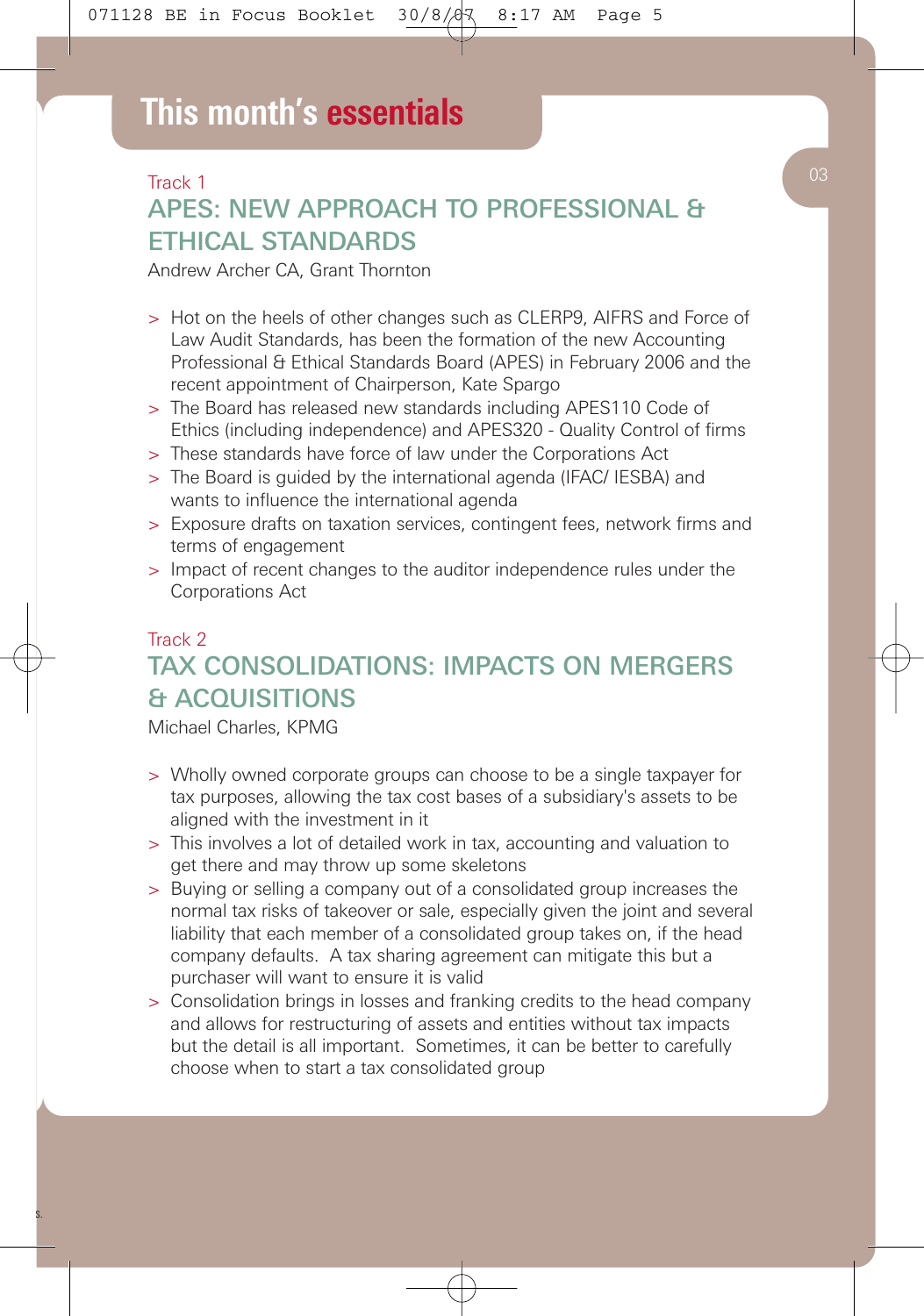# This month's essentials

Track 1

## APES: NEW APPROACH TO PROFESSIONAL & ETHICAL STANDARDS

Andrew Archer CA, Grant Thornton

- Hot on the heels of other changes such as CLERP9, AIFRS and Force of Law Audit Standards, has been the formation of the new Accounting Professional & Ethical Standards Board (APES) in February 2006 and the recent appointment of Chairperson, Kate Spargo
- The Board has released new standards including APES110 Code of Ethics (including independence) and APES320 - Quality Control of firms
- These standards have force of law under the Corporations Act
- The Board is guided by the international agenda (IFAC/ IESBA) and wants to influence the international agenda
- Exposure drafts on taxation services, contingent fees, network firms and terms of engagement
- Impact of recent changes to the auditor independence rules under the Corporations Act

Track 2

## TAX CONSOLIDATIONS: IMPACTS ON MERGERS & ACQUISITIONS

Michael Charles, KPMG

- Wholly owned corporate groups can choose to be a single taxpayer for tax purposes, allowing the tax cost bases of a subsidiary's assets to be aligned with the investment in it
- This involves a lot of detailed work in tax, accounting and valuation to get there and may throw up some skeletons
- Buying or selling a company out of a consolidated group increases the normal tax risks of takeover or sale, especially given the joint and several liability that each member of a consolidated group takes on, if the head company defaults. A tax sharing agreement can mitigate this but a purchaser will want to ensure it is valid
- Consolidation brings in losses and franking credits to the head company and allows for restructuring of assets and entities without tax impacts but the detail is all important. Sometimes, it can be better to carefully choose when to start a tax consolidated group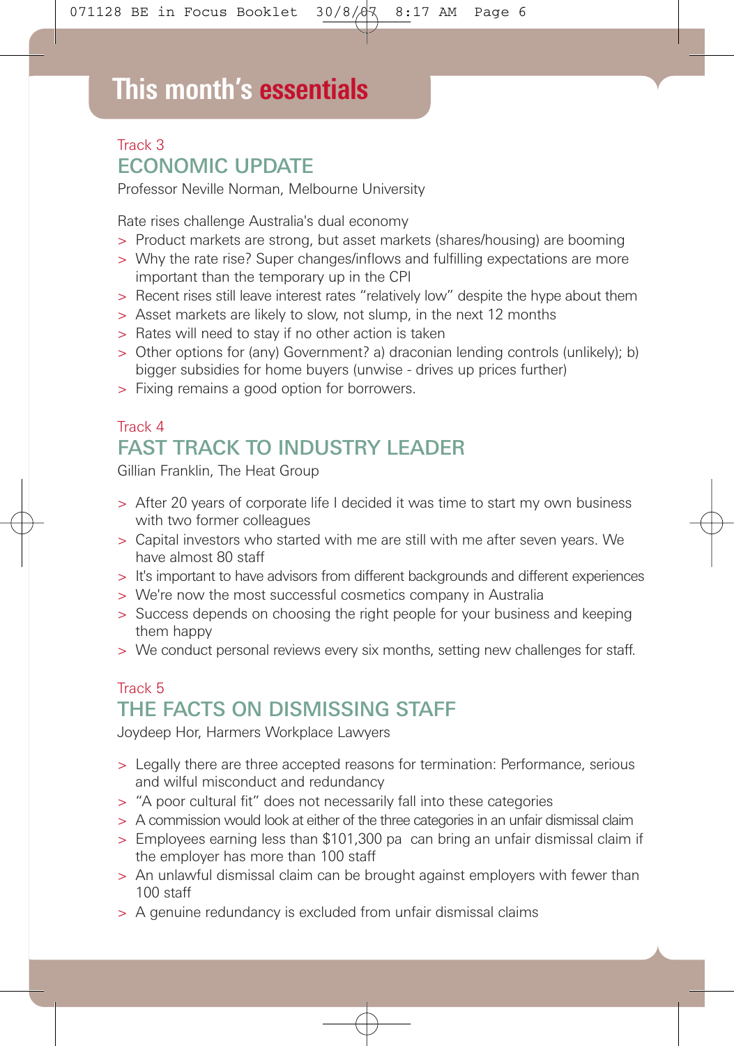# This month's essentials

Track 3

## ECONOMIC UPDATE

Professor Neville Norman, Melbourne University

Rate rises challenge Australia's dual economy

- Product markets are strong, but asset markets (shares/housing) are booming
- Why the rate rise? Super changes/inflows and fulfilling expectations are more important than the temporary up in the CPI
- Recent rises still leave interest rates "relatively low" despite the hype about them
- Asset markets are likely to slow, not slump, in the next 12 months
- Rates will need to stay if no other action is taken
- Other options for (any) Government? a) draconian lending controls (unlikely); b) bigger subsidies for home buyers (unwise - drives up prices further)
- Fixing remains a good option for borrowers.

Track 4

## FAST TRACK TO INDUSTRY LEADER

Gillian Franklin, The Heat Group

- After 20 years of corporate life I decided it was time to start my own business with two former colleagues
- Capital investors who started with me are still with me after seven years. We have almost 80 staff
- It's important to have advisors from different backgrounds and different experiences
- We're now the most successful cosmetics company in Australia
- Success depends on choosing the right people for your business and keeping them happy
- We conduct personal reviews every six months, setting new challenges for staff.

Track 5

## THE FACTS ON DISMISSING STAFF

Joydeep Hor, Harmers Workplace Lawyers

- Legally there are three accepted reasons for termination: Performance, serious and wilful misconduct and redundancy
- "A poor cultural fit" does not necessarily fall into these categories
- A commission would look at either of the three categories in an unfair dismissal claim
- Employees earning less than $101,300 pa can bring an unfair dismissal claim if the employer has more than 100 staff
- An unlawful dismissal claim can be brought against employers with fewer than 100 staff
- A genuine redundancy is excluded from unfair dismissal claims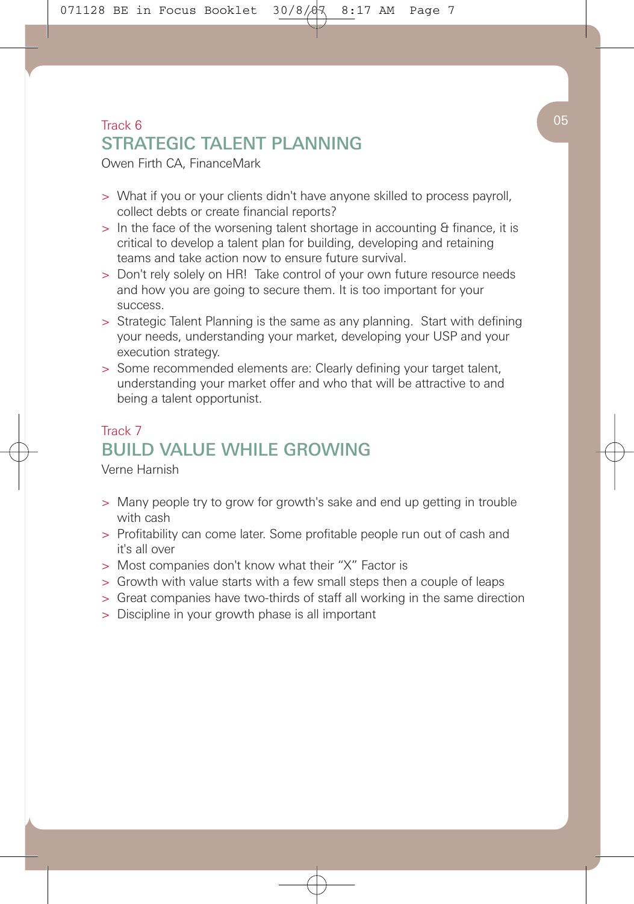Track 6

## STRATEGIC TALENT PLANNING

Owen Firth CA, FinanceMark

- What if you or your clients didn't have anyone skilled to process payroll, collect debts or create financial reports?
- In the face of the worsening talent shortage in accounting & finance, it is critical to develop a talent plan for building, developing and retaining teams and take action now to ensure future survival.
- Don't rely solely on HR! Take control of your own future resource needs and how you are going to secure them. It is too important for your success.
- Strategic Talent Planning is the same as any planning. Start with defining your needs, understanding your market, developing your USP and your execution strategy.
- Some recommended elements are: Clearly defining your target talent, understanding your market offer and who that will be attractive to and being a talent opportunist.

Track 7

## BUILD VALUE WHILE GROWING

Verne Harnish

- Many people try to grow for growth's sake and end up getting in trouble with cash
- Profitability can come later. Some profitable people run out of cash and it's all over
- Most companies don't know what their "X" Factor is
- Growth with value starts with a few small steps then a couple of leaps
- Great companies have two-thirds of staff all working in the same direction
- Discipline in your growth phase is all important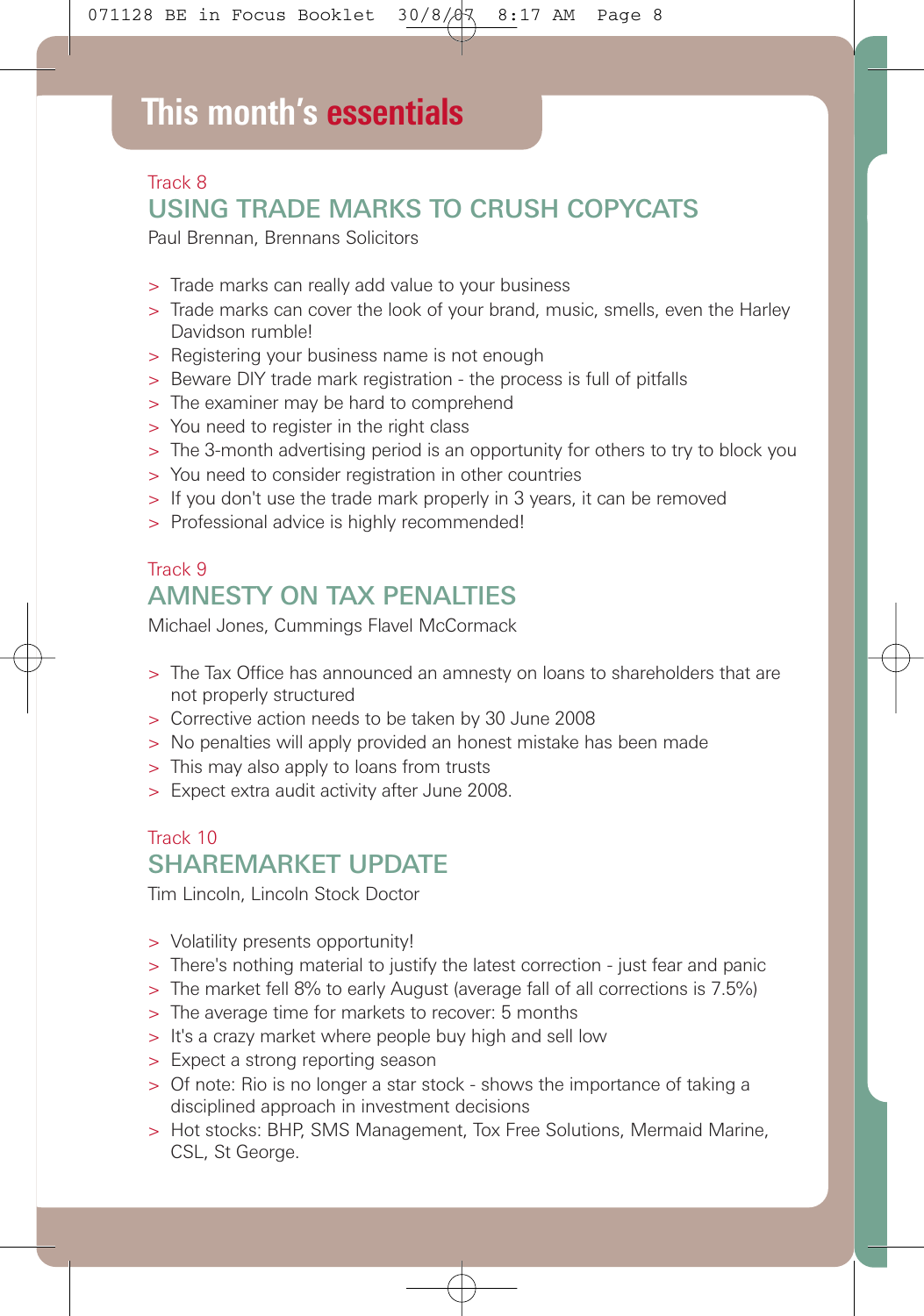# This month's essentials

Track 8

## USING TRADE MARKS TO CRUSH COPYCATS

Paul Brennan, Brennans Solicitors

- Trade marks can really add value to your business
- Trade marks can cover the look of your brand, music, smells, even the Harley Davidson rumble!
- Registering your business name is not enough
- Beware DIY trade mark registration - the process is full of pitfalls
- The examiner may be hard to comprehend
- You need to register in the right class
- The 3-month advertising period is an opportunity for others to try to block you
- You need to consider registration in other countries
- If you don't use the trade mark properly in 3 years, it can be removed
- Professional advice is highly recommended!

Track 9

## AMNESTY ON TAX PENALTIES

Michael Jones, Cummings Flavel McCormack

- The Tax Office has announced an amnesty on loans to shareholders that are not properly structured
- Corrective action needs to be taken by 30 June 2008
- No penalties will apply provided an honest mistake has been made
- This may also apply to loans from trusts
- Expect extra audit activity after June 2008.

Track 10

## SHAREMARKET UPDATE

Tim Lincoln, Lincoln Stock Doctor

- Volatility presents opportunity!
- There's nothing material to justify the latest correction - just fear and panic
- The market fell 8% to early August (average fall of all corrections is 7.5%)
- The average time for markets to recover: 5 months
- It's a crazy market where people buy high and sell low
- Expect a strong reporting season
- Of note: Rio is no longer a star stock - shows the importance of taking a disciplined approach in investment decisions
- Hot stocks: BHP, SMS Management, Tox Free Solutions, Mermaid Marine, CSL, St George.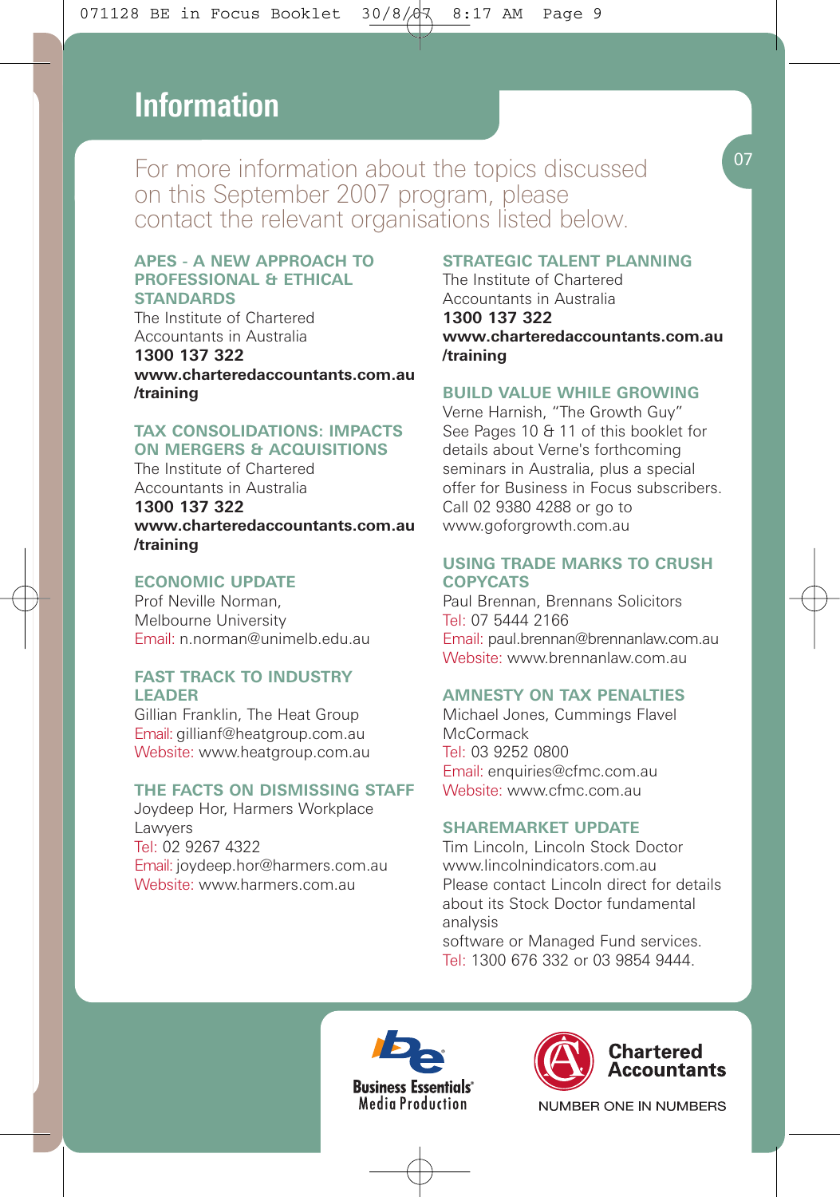# Information

For more information about the topics discussed on this September 2007 program, please contact the relevant organisations listed below.

### APES - A NEW APPROACH TO PROFESSIONAL & ETHICAL STANDARDS

The Institute of Chartered Accountants in Australia
**1300 137 322**
**www.charteredaccountants.com.au/training**

### TAX CONSOLIDATIONS: IMPACTS ON MERGERS & ACQUISITIONS

The Institute of Chartered Accountants in Australia
**1300 137 322**
**www.charteredaccountants.com.au/training**

### ECONOMIC UPDATE

Prof Neville Norman, Melbourne University
Email: n.norman@unimelb.edu.au

### FAST TRACK TO INDUSTRY LEADER

Gillian Franklin, The Heat Group
Email: gillianf@heatgroup.com.au
Website: www.heatgroup.com.au

### THE FACTS ON DISMISSING STAFF

Joydeep Hor, Harmers Workplace Lawyers
Tel: 02 9267 4322
Email: joydeep.hor@harmers.com.au
Website: www.harmers.com.au

### STRATEGIC TALENT PLANNING

The Institute of Chartered Accountants in Australia
**1300 137 322**
**www.charteredaccountants.com.au/training**

### BUILD VALUE WHILE GROWING

Verne Harnish, "The Growth Guy"
See Pages 10 & 11 of this booklet for details about Verne's forthcoming seminars in Australia, plus a special offer for Business in Focus subscribers. Call 02 9380 4288 or go to www.goforgrowth.com.au

### USING TRADE MARKS TO CRUSH COPYCATS

Paul Brennan, Brennans Solicitors
Tel: 07 5444 2166
Email: paul.brennan@brennanlaw.com.au
Website: www.brennanlaw.com.au

### AMNESTY ON TAX PENALTIES

Michael Jones, Cummings Flavel McCormack
Tel: 03 9252 0800
Email: enquiries@cfmc.com.au
Website: www.cfmc.com.au

### SHAREMARKET UPDATE

Tim Lincoln, Lincoln Stock Doctor
www.lincolnindicators.com.au
Please contact Lincoln direct for details about its Stock Doctor fundamental analysis
software or Managed Fund services.
Tel: 1300 676 332 or 03 9854 9444.

Business Essentials® Media Production

Chartered Accountants
NUMBER ONE IN NUMBERS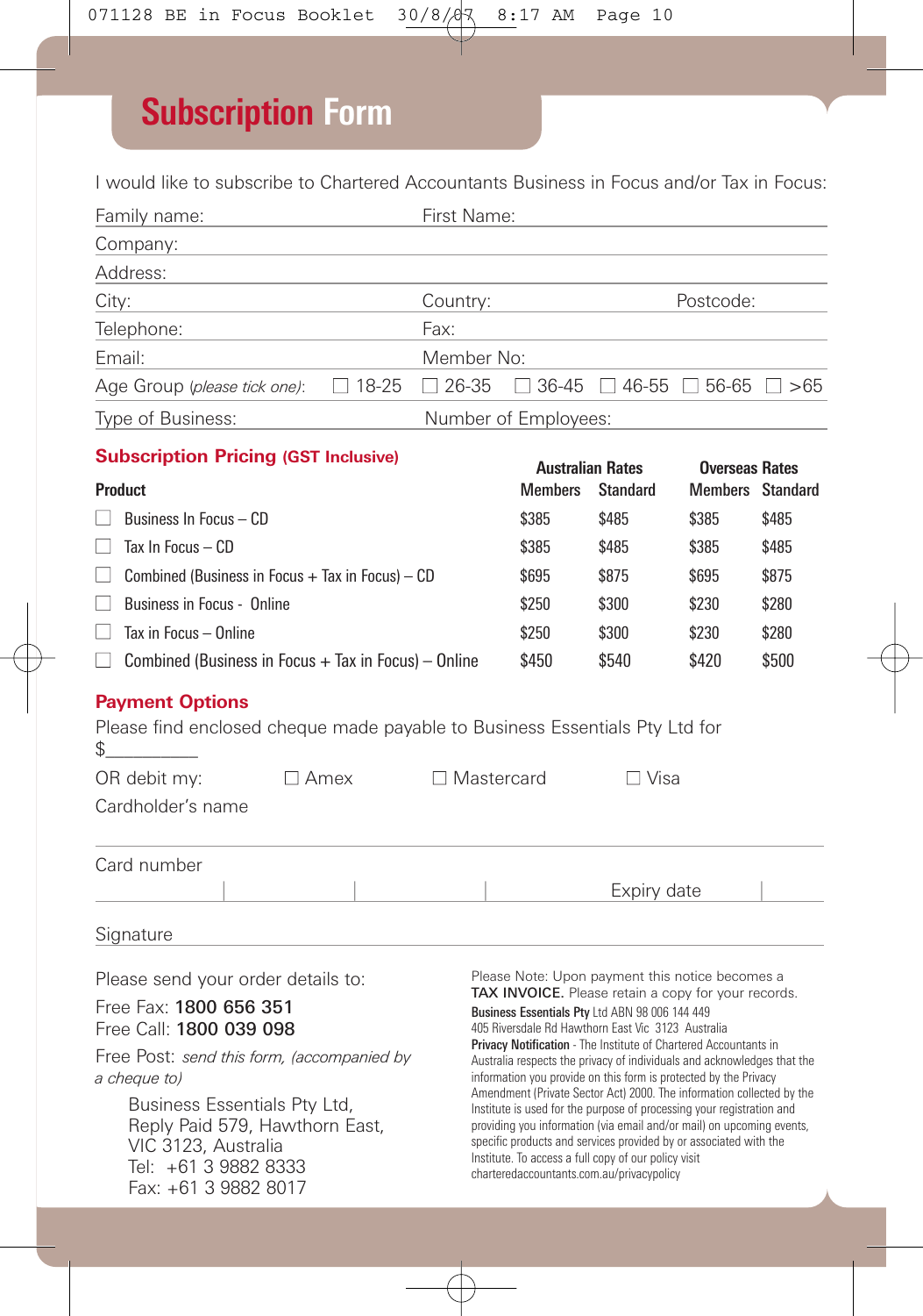# Subscription Form

I would like to subscribe to Chartered Accountants Business in Focus and/or Tax in Focus:

Family name: First Name:

Company:

Address:

City: Country: Postcode:

Telephone: Fax:

Email: Member No:

Age Group (*please tick one*): ☐ 18-25 ☐ 26-35 ☐ 36-45 ☐ 46-55 ☐ 56-65 ☐ >65

Type of Business: Number of Employees:

## Subscription Pricing (GST Inclusive)

| | Australian Rates | | Overseas Rates | |
|---|---|---|---|---|
| **Product** | **Members** | **Standard** | **Members** | **Standard** |
| ☐ Business In Focus – CD | $385 | $485 | $385 | $485 |
| ☐ Tax In Focus – CD | $385 | $485 | $385 | $485 |
| ☐ Combined (Business in Focus + Tax in Focus) – CD | $695 | $875 | $695 | $875 |
| ☐ Business in Focus - Online | $250 | $300 | $230 | $280 |
| ☐ Tax in Focus – Online | $250 | $300 | $230 | $280 |
| ☐ Combined (Business in Focus + Tax in Focus) – Online | $450 | $540 | $420 | $500 |

## Payment Options

Please find enclosed cheque made payable to Business Essentials Pty Ltd for $__________

OR debit my: ☐ Amex ☐ Mastercard ☐ Visa

Cardholder's name

Card number

Expiry date

Signature

Please send your order details to:

Free Fax: **1800 656 351**
Free Call: **1800 039 098**

Free Post: *send this form, (accompanied by a cheque to)*

Business Essentials Pty Ltd,
Reply Paid 579, Hawthorn East,
VIC 3123, Australia
Tel: +61 3 9882 8333
Fax: +61 3 9882 8017

Please Note: Upon payment this notice becomes a **TAX INVOICE.** Please retain a copy for your records.

**Business Essentials Pty** Ltd ABN 98 006 144 449
405 Riversdale Rd Hawthorn East Vic 3123 Australia

**Privacy Notification** - The Institute of Chartered Accountants in Australia respects the privacy of individuals and acknowledges that the information you provide on this form is protected by the Privacy Amendment (Private Sector Act) 2000. The information collected by the Institute is used for the purpose of processing your registration and providing you information (via email and/or mail) on upcoming events, specific products and services provided by or associated with the Institute. To access a full copy of our policy visit charteredaccountants.com.au/privacypolicy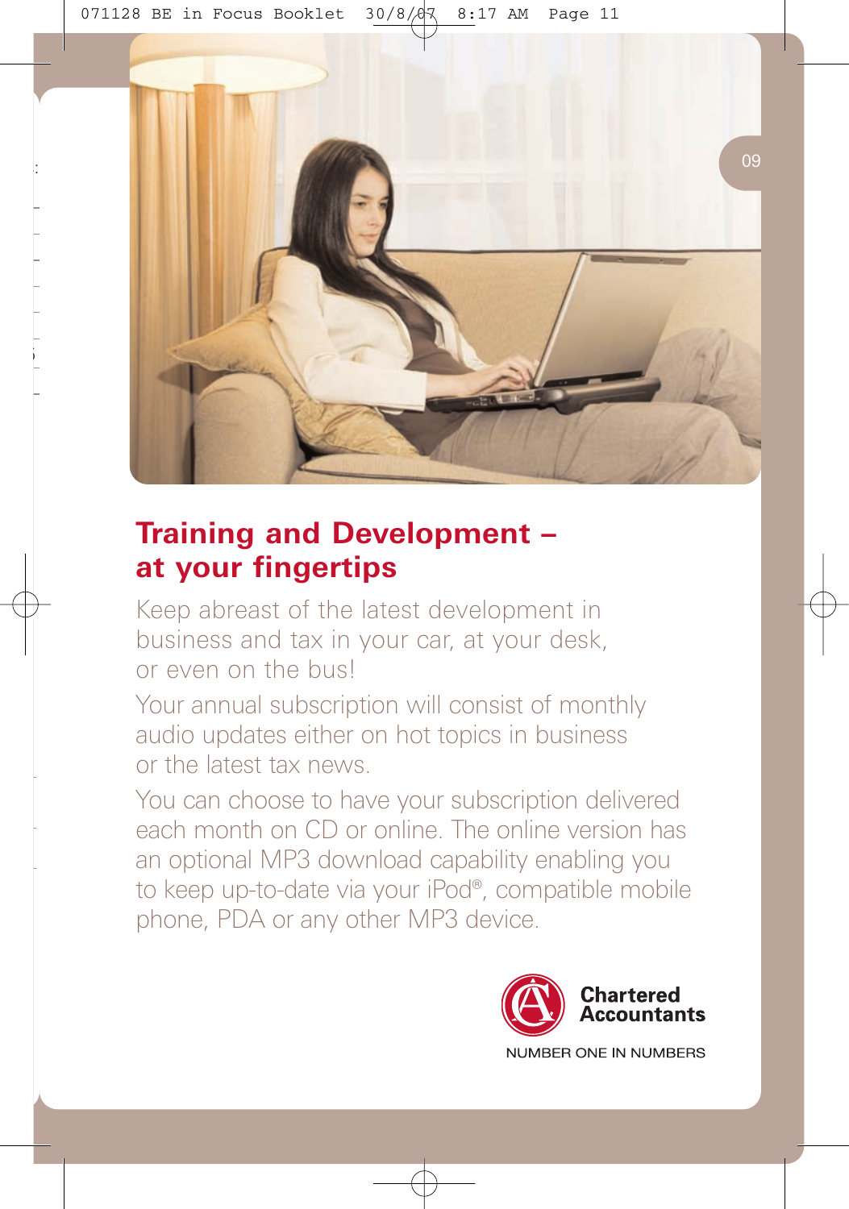## Training and Development – at your fingertips

Keep abreast of the latest development in business and tax in your car, at your desk, or even on the bus!

Your annual subscription will consist of monthly audio updates either on hot topics in business or the latest tax news.

You can choose to have your subscription delivered each month on CD or online. The online version has an optional MP3 download capability enabling you to keep up-to-date via your iPod®, compatible mobile phone, PDA or any other MP3 device.

**Chartered Accountants**

NUMBER ONE IN NUMBERS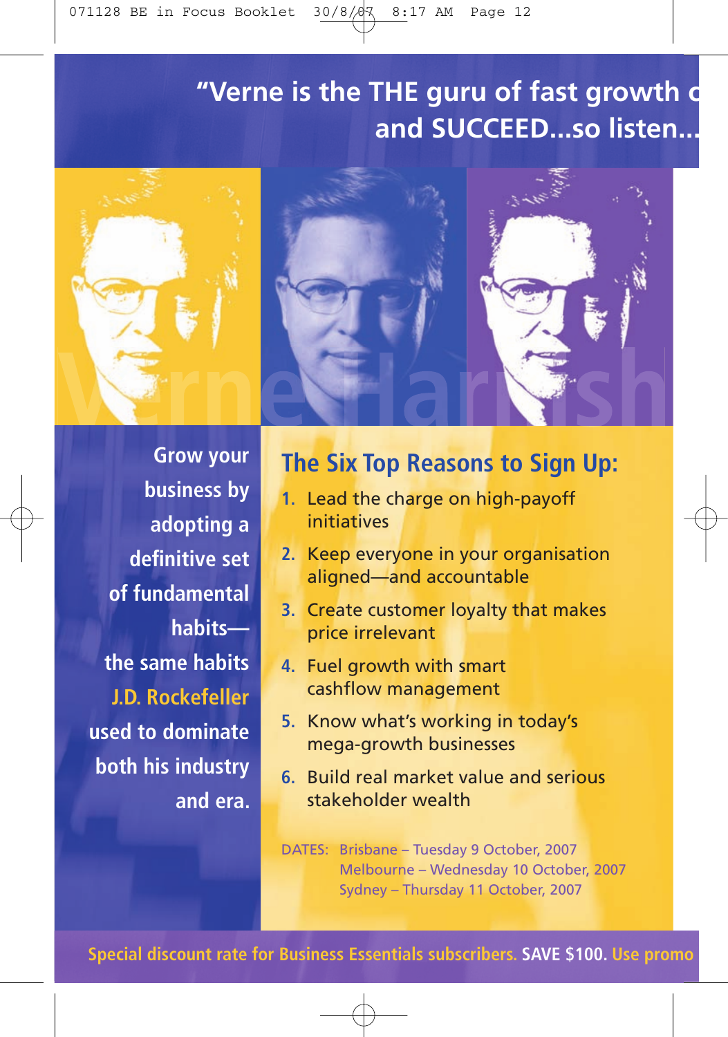# "Verne is the THE guru of fast growth c and SUCCEED...so listen...

Verne Harnish

Grow your business by adopting a definitive set of fundamental habits—the same habits **J.D. Rockefeller** used to dominate both his industry and era.

## The Six Top Reasons to Sign Up:

1. Lead the charge on high-payoff initiatives
2. Keep everyone in your organisation aligned—and accountable
3. Create customer loyalty that makes price irrelevant
4. Fuel growth with smart cashflow management
5. Know what's working in today's mega-growth businesses
6. Build real market value and serious stakeholder wealth

DATES: Brisbane – Tuesday 9 October, 2007
Melbourne – Wednesday 10 October, 2007
Sydney – Thursday 11 October, 2007

Special discount rate for Business Essentials subscribers. **SAVE $100.** Use promo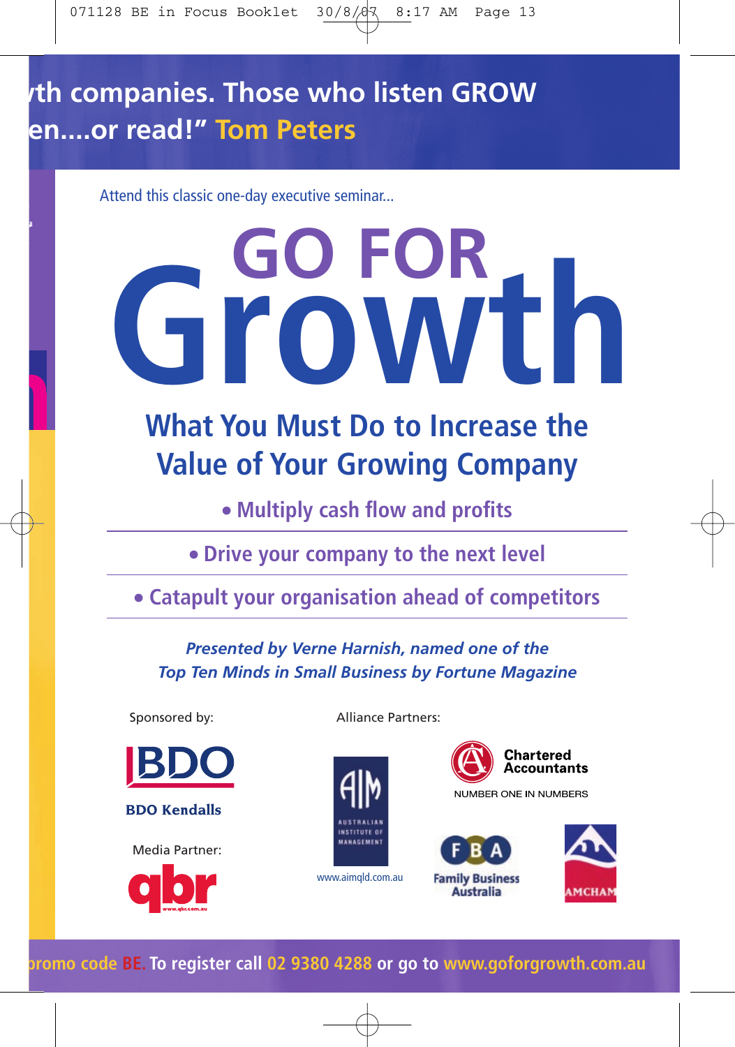ʏth companies. Those who listen GROW
en....or read!" Tom Peters

Attend this classic one-day executive seminar...

# GO FOR Growth

## What You Must Do to Increase the Value of Your Growing Company

- Multiply cash flow and profits
- Drive your company to the next level
- Catapult your organisation ahead of competitors

*Presented by Verne Harnish, named one of the Top Ten Minds in Small Business by Fortune Magazine*

Sponsored by:

BDO

BDO Kendalls

Media Partner:

qbr

www.qbr.com.au

Alliance Partners:

AIM Australian Institute of Management

www.aimqld.com.au

Chartered Accountants

NUMBER ONE IN NUMBERS

FBA Family Business Australia

AMCHAM

promo code BE. To register call 02 9380 4288 or go to www.goforgrowth.com.au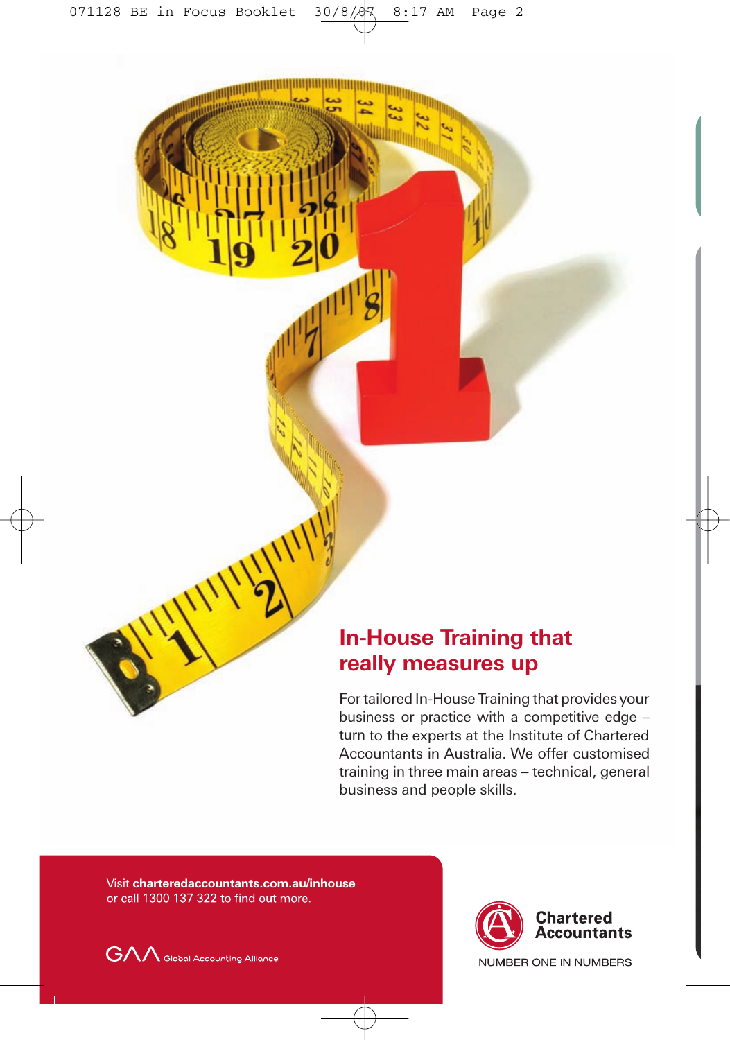## In-House Training that really measures up

For tailored In-House Training that provides your business or practice with a competitive edge – turn to the experts at the Institute of Chartered Accountants in Australia. We offer customised training in three main areas – technical, general business and people skills.

Visit **charteredaccountants.com.au/inhouse** or call 1300 137 322 to find out more.

GAA Global Accounting Alliance

Chartered Accountants

NUMBER ONE IN NUMBERS